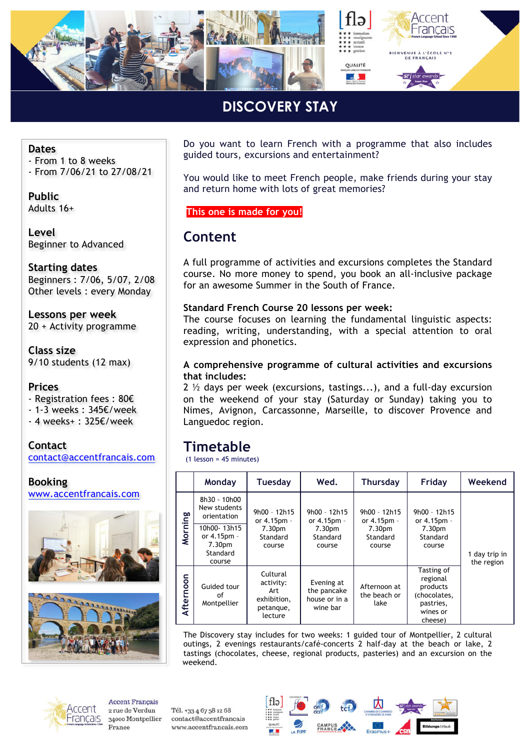# DISCOVERY STAY

**Dates**
- From 1 to 8 weeks
- From 7/06/21 to 27/08/21

**Public**
Adults 16+

**Level**
Beginner to Advanced

**Starting dates**
Beginners : 7/06, 5/07, 2/08
Other levels : every Monday

**Lessons per week**
20 + Activity programme

**Class size**
9/10 students (12 max)

**Prices**
- Registration fees : 80€
- 1-3 weeks : 345€/week
- 4 weeks+ : 325€/week

**Contact**
contact@accentfrancais.com

**Booking**
www.accentfrancais.com

Do you want to learn French with a programme that also includes guided tours, excursions and entertainment?

You would like to meet French people, make friends during your stay and return home with lots of great memories?

**This one is made for you!**

## Content

A full programme of activities and excursions completes the Standard course. No more money to spend, you book an all-inclusive package for an awesome Summer in the South of France.

**Standard French Course 20 lessons per week:**
The course focuses on learning the fundamental linguistic aspects: reading, writing, understanding, with a special attention to oral expression and phonetics.

**A comprehensive programme of cultural activities and excursions that includes:**
2 ½ days per week (excursions, tastings...), and a full-day excursion on the weekend of your stay (Saturday or Sunday) taking you to Nimes, Avignon, Carcassonne, Marseille, to discover Provence and Languedoc region.

## Timetable

(1 lesson = 45 minutes)

| | Monday | Tuesday | Wed. | Thursday | Friday | Weekend |
|---|---|---|---|---|---|---|
| Morning | 8h30 - 10h00 New students orientation<br>10h00- 13h15 or 4.15pm - 7.30pm Standard course | 9h00 - 12h15 or 4.15pm - 7.30pm Standard course | 9h00 - 12h15 or 4.15pm - 7.30pm Standard course | 9h00 - 12h15 or 4.15pm - 7.30pm Standard course | 9h00 - 12h15 or 4.15pm - 7.30pm Standard course | 1 day trip in the region |
| Afternoon | Guided tour of Montpellier | Cultural activity: Art exhibition, petanque, lecture | Evening at the pancake house or in a wine bar | Afternoon at the beach or lake | Tasting of regional products (chocolates, pastries, wines or cheese) | |

The Discovery stay includes for two weeks: 1 guided tour of Montpellier, 2 cultural outings, 2 evenings restaurants/café-concerts 2 half-day at the beach or lake, 2 tastings (chocolates, cheese, regional products, pasteries) and an excursion on the weekend.

Accent Français
2 rue de Verdun
34000 Montpellier
France

Tél. +33 4 67 58 12 68
contact@accentfrancais
www.accentfrancais.com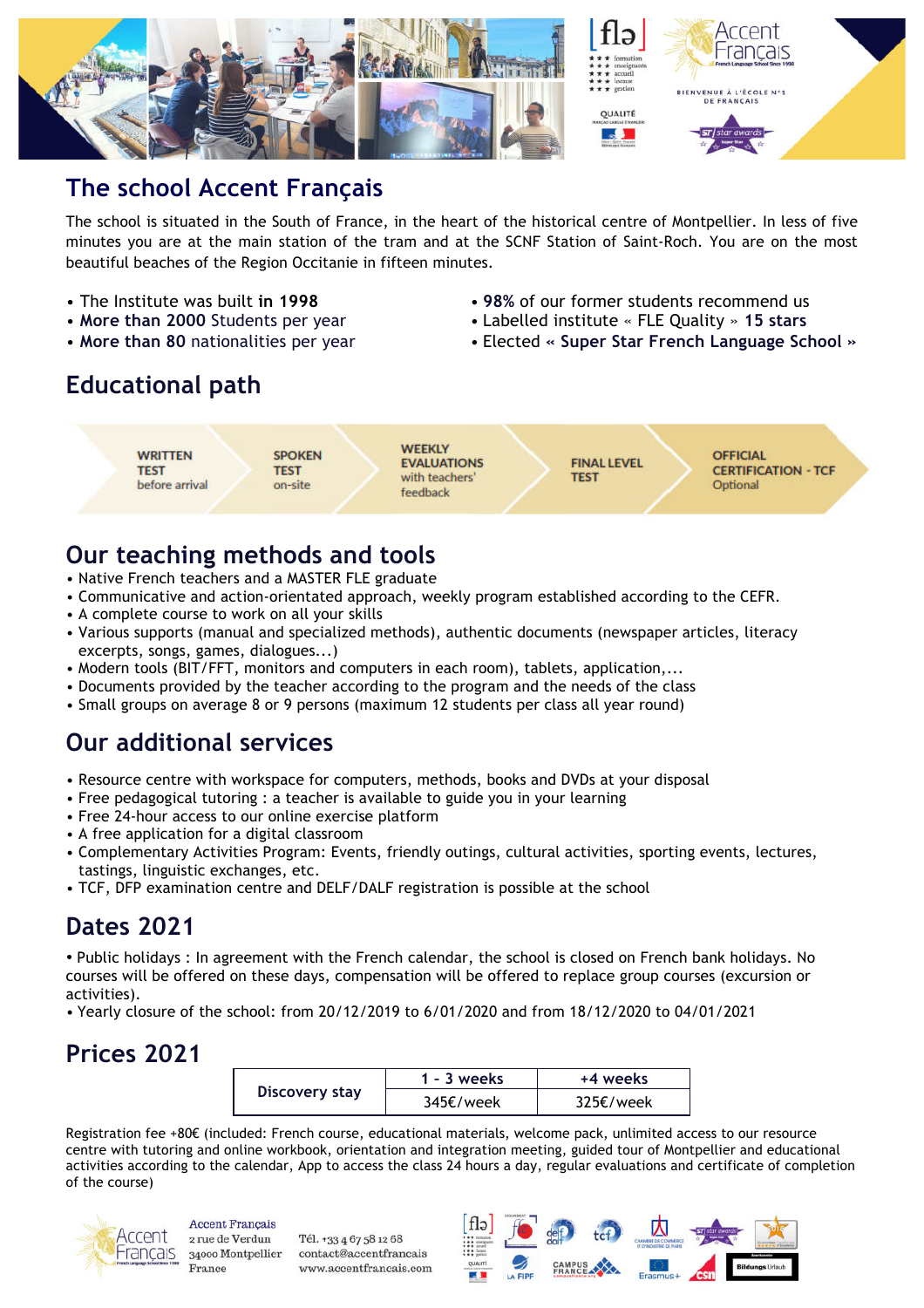## The school Accent Français

The school is situated in the South of France, in the heart of the historical centre of Montpellier. In less of five minutes you are at the main station of the tram and at the SCNF Station of Saint-Roch. You are on the most beautiful beaches of the Region Occitanie in fifteen minutes.

- The Institute was built **in 1998**
- **More than 2000** Students per year
- **More than 80** nationalities per year
- **98%** of our former students recommend us
- Labelled institute « FLE Quality » **15 stars**
- Elected « **Super Star French Language School** »

## Educational path

WRITTEN TEST before arrival → SPOKEN TEST on-site → WEEKLY EVALUATIONS with teachers' feedback → FINAL LEVEL TEST → OFFICIAL CERTIFICATION - TCF Optional

## Our teaching methods and tools

- Native French teachers and a MASTER FLE graduate
- Communicative and action-orientated approach, weekly program established according to the CEFR.
- A complete course to work on all your skills
- Various supports (manual and specialized methods), authentic documents (newspaper articles, literacy excerpts, songs, games, dialogues...)
- Modern tools (BIT/FFT, monitors and computers in each room), tablets, application,...
- Documents provided by the teacher according to the program and the needs of the class
- Small groups on average 8 or 9 persons (maximum 12 students per class all year round)

## Our additional services

- Resource centre with workspace for computers, methods, books and DVDs at your disposal
- Free pedagogical tutoring : a teacher is available to guide you in your learning
- Free 24-hour access to our online exercise platform
- A free application for a digital classroom
- Complementary Activities Program: Events, friendly outings, cultural activities, sporting events, lectures, tastings, linguistic exchanges, etc.
- TCF, DFP examination centre and DELF/DALF registration is possible at the school

## Dates 2021

- Public holidays : In agreement with the French calendar, the school is closed on French bank holidays. No courses will be offered on these days, compensation will be offered to replace group courses (excursion or activities).
- Yearly closure of the school: from 20/12/2019 to 6/01/2020 and from 18/12/2020 to 04/01/2021

## Prices 2021

| | 1 - 3 weeks | +4 weeks |
|---|---|---|
| Discovery stay | 345€/week | 325€/week |

Registration fee +80€ (included: French course, educational materials, welcome pack, unlimited access to our resource centre with tutoring and online workbook, orientation and integration meeting, guided tour of Montpellier and educational activities according to the calendar, App to access the class 24 hours a day, regular evaluations and certificate of completion of the course)

Accent Français
2 rue de Verdun
34000 Montpellier
France

Tél. +33 4 67 58 12 68
contact@accentfrancais
www.accentfrancais.com